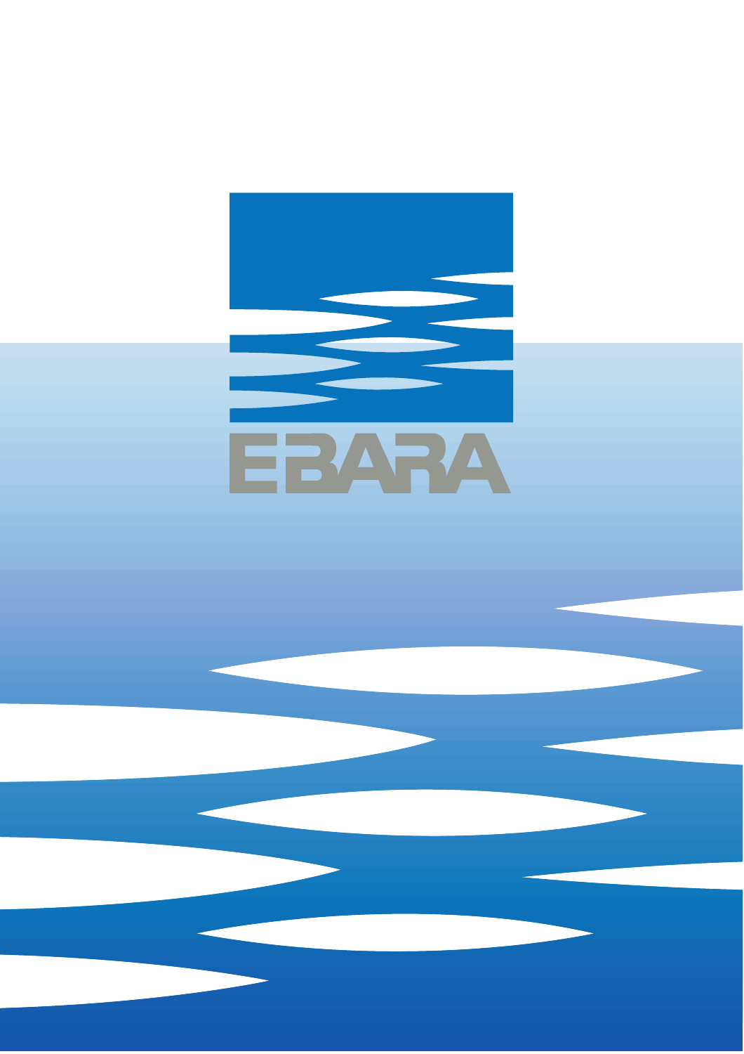EBARA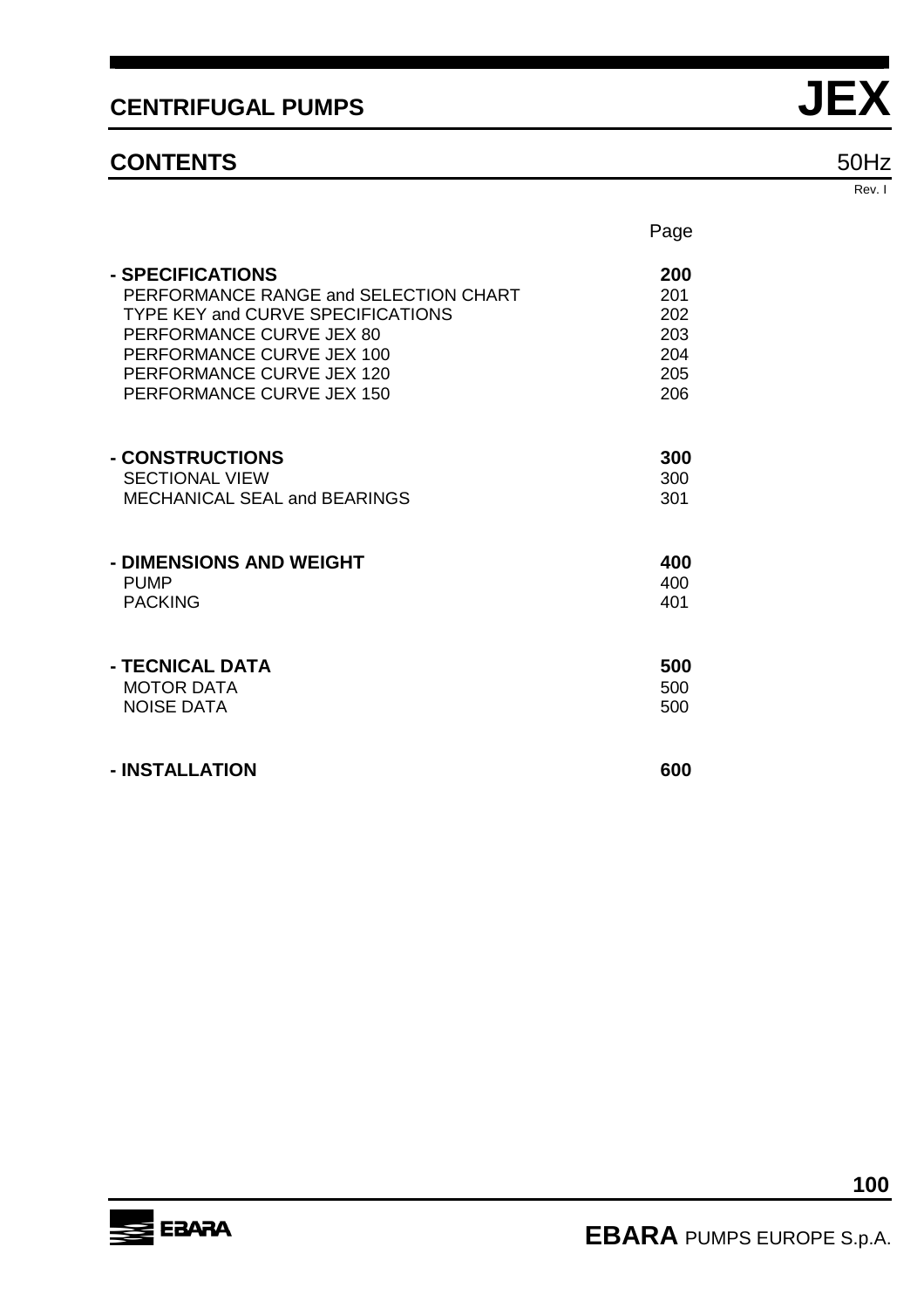# CENTRIFUGAL PUMPS JEX

## CONTENTS

50Hz

Rev. I

| | Page |
|---|---|
| **- SPECIFICATIONS** | **200** |
| PERFORMANCE RANGE and SELECTION CHART | 201 |
| TYPE KEY and CURVE SPECIFICATIONS | 202 |
| PERFORMANCE CURVE JEX 80 | 203 |
| PERFORMANCE CURVE JEX 100 | 204 |
| PERFORMANCE CURVE JEX 120 | 205 |
| PERFORMANCE CURVE JEX 150 | 206 |
| **- CONSTRUCTIONS** | **300** |
| SECTIONAL VIEW | 300 |
| MECHANICAL SEAL and BEARINGS | 301 |
| **- DIMENSIONS AND WEIGHT** | **400** |
| PUMP | 400 |
| PACKING | 401 |
| **- TECNICAL DATA** | **500** |
| MOTOR DATA | 500 |
| NOISE DATA | 500 |
| **- INSTALLATION** | **600** |

**EBARA** PUMPS EUROPE S.p.A.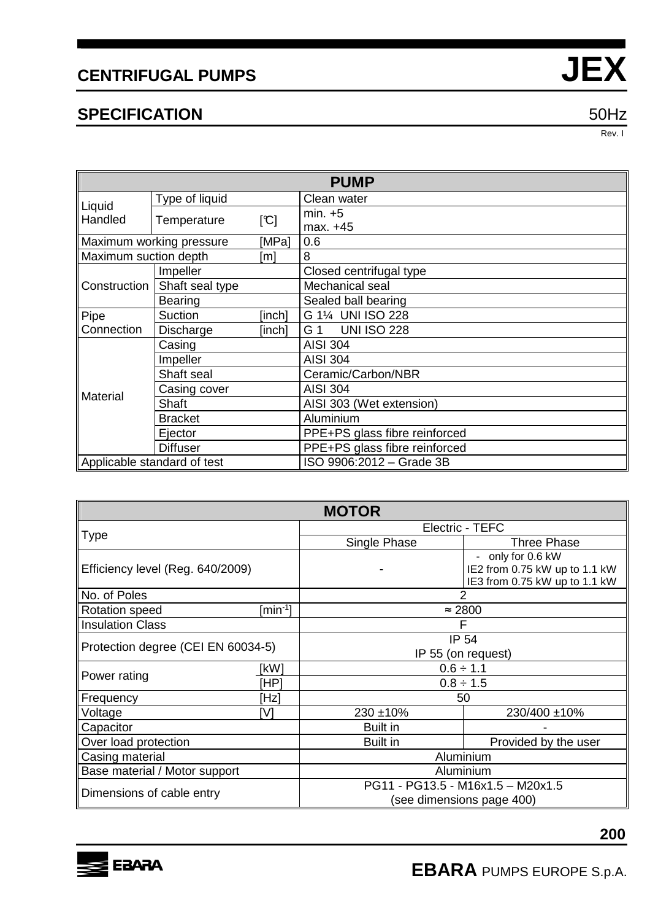# CENTRIFUGAL PUMPS JEX

## SPECIFICATION 50Hz

Rev. I

| PUMP | | | |
|---|---|---|---|
| Liquid Handled | Type of liquid | | Clean water |
| | Temperature | [℃] | min. +5<br>max. +45 |
| Maximum working pressure | | [MPa] | 0.6 |
| Maximum suction depth | | [m] | 8 |
| Construction | Impeller | | Closed centrifugal type |
| | Shaft seal type | | Mechanical seal |
| | Bearing | | Sealed ball bearing |
| Pipe Connection | Suction | [inch] | G 1¼ UNI ISO 228 |
| | Discharge | [inch] | G 1 UNI ISO 228 |
| Material | Casing | | AISI 304 |
| | Impeller | | AISI 304 |
| | Shaft seal | | Ceramic/Carbon/NBR |
| | Casing cover | | AISI 304 |
| | Shaft | | AISI 303 (Wet extension) |
| | Bracket | | Aluminium |
| | Ejector | | PPE+PS glass fibre reinforced |
| | Diffuser | | PPE+PS glass fibre reinforced |
| Applicable standard of test | | | ISO 9906:2012 – Grade 3B |

| MOTOR | | | |
|---|---|---|---|
| Type | | Electric - TEFC | |
| | | Single Phase | Three Phase |
| Efficiency level (Reg. 640/2009) | | - | - only for 0.6 kW<br>IE2 from 0.75 kW up to 1.1 kW<br>IE3 from 0.75 kW up to 1.1 kW |
| No. of Poles | | 2 | |
| Rotation speed | [$min^{-1}$] | ≈ 2800 | |
| Insulation Class | | F | |
| Protection degree (CEI EN 60034-5) | | IP 54<br>IP 55 (on request) | |
| Power rating | [kW] | 0.6 ÷ 1.1 | |
| | [HP] | 0.8 ÷ 1.5 | |
| Frequency | [Hz] | 50 | |
| Voltage | [V] | 230 ±10% | 230/400 ±10% |
| Capacitor | | Built in | - |
| Over load protection | | Built in | Provided by the user |
| Casing material | | Aluminium | |
| Base material / Motor support | | Aluminium | |
| Dimensions of cable entry | | PG11 - PG13.5 - M16x1.5 – M20x1.5<br>(see dimensions page 400) | |

**EBARA** PUMPS EUROPE S.p.A.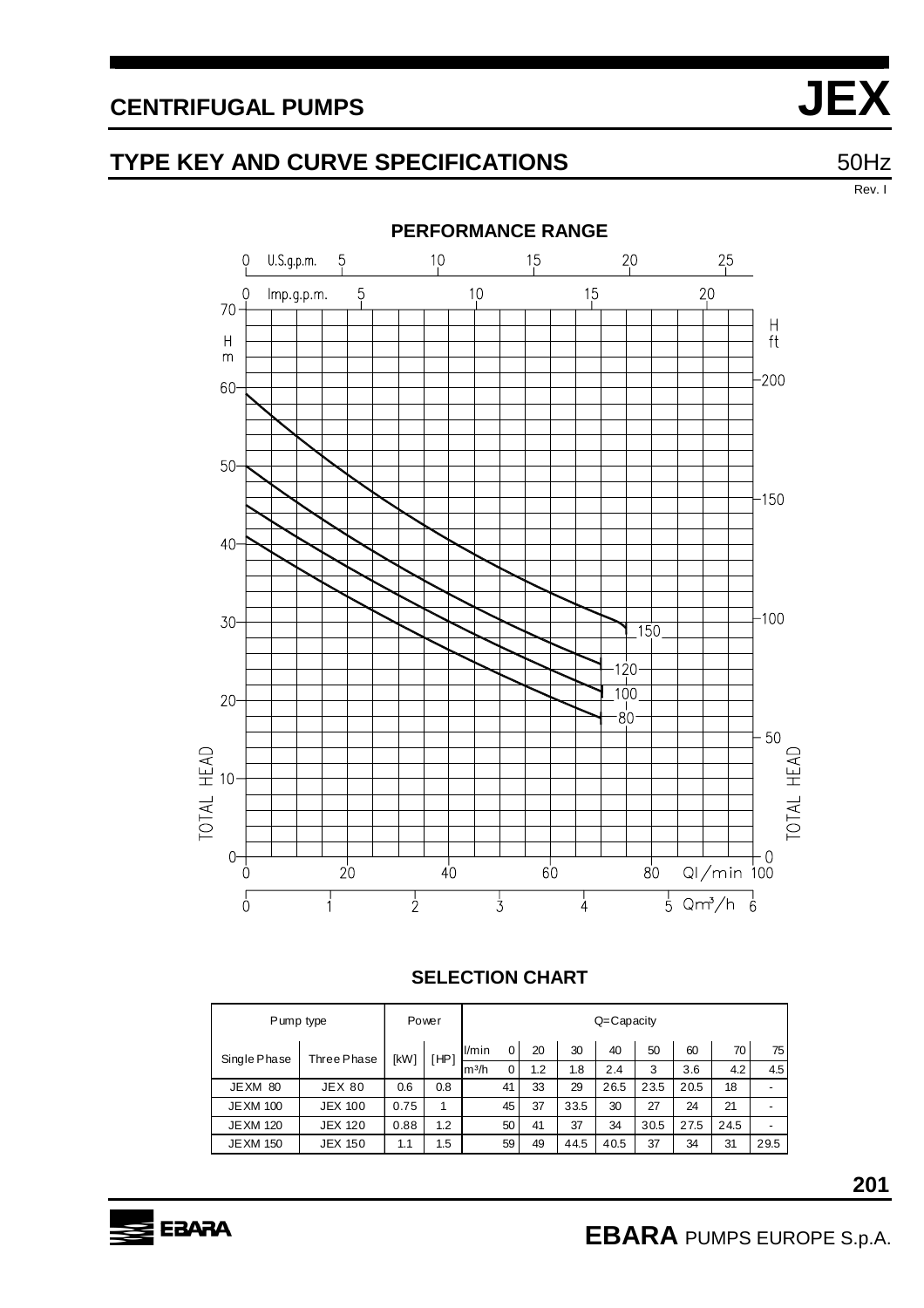# CENTRIFUGAL PUMPS

# JEX

## TYPE KEY AND CURVE SPECIFICATIONS

50Hz

Rev. I

### PERFORMANCE RANGE

### SELECTION CHART

| Pump type | | Power | | Q=Capacity | | | | | | | | |
|---|---|---|---|---|---|---|---|---|---|---|---|---|
| Single Phase | Three Phase | [kW] | [HP] | l/min | 0 | 20 | 30 | 40 | 50 | 60 | 70 | 75 |
| | | | | $m^3/h$ | 0 | 1.2 | 1.8 | 2.4 | 3 | 3.6 | 4.2 | 4.5 |
| JEXM 80 | JEX 80 | 0.6 | 0.8 | | 41 | 33 | 29 | 26.5 | 23.5 | 20.5 | 18 | - |
| JEXM 100 | JEX 100 | 0.75 | 1 | | 45 | 37 | 33.5 | 30 | 27 | 24 | 21 | - |
| JEXM 120 | JEX 120 | 0.88 | 1.2 | | 50 | 41 | 37 | 34 | 30.5 | 27.5 | 24.5 | - |
| JEXM 150 | JEX 150 | 1.1 | 1.5 | | 59 | 49 | 44.5 | 40.5 | 37 | 34 | 31 | 29.5 |

**EBARA** PUMPS EUROPE S.p.A.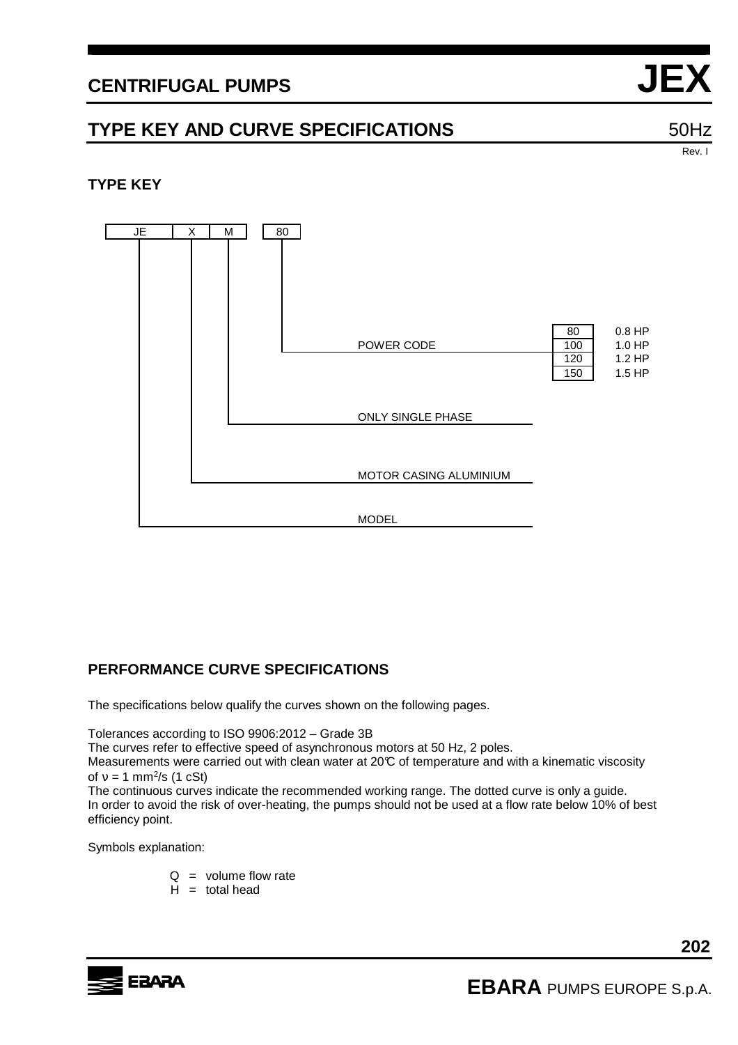# CENTRIFUGAL PUMPS JEX

## TYPE KEY AND CURVE SPECIFICATIONS 50Hz

Rev. I

### TYPE KEY

| JE | X | M | 80 |
|---|---|---|---|

- JE – MODEL
- X – MOTOR CASING ALUMINIUM
- M – ONLY SINGLE PHASE
- 80 – POWER CODE

| POWER CODE | |
|---|---|
| 80 | 0.8 HP |
| 100 | 1.0 HP |
| 120 | 1.2 HP |
| 150 | 1.5 HP |

### PERFORMANCE CURVE SPECIFICATIONS

The specifications below qualify the curves shown on the following pages.

Tolerances according to ISO 9906:2012 – Grade 3B
The curves refer to effective speed of asynchronous motors at 50 Hz, 2 poles.
Measurements were carried out with clean water at 20°C of temperature and with a kinematic viscosity of $\nu = 1\ mm^2/s$ (1 cSt)
The continuous curves indicate the recommended working range. The dotted curve is only a guide.
In order to avoid the risk of over-heating, the pumps should not be used at a flow rate below 10% of best efficiency point.

Symbols explanation:

Q = volume flow rate
H = total head

EBARA PUMPS EUROPE S.p.A.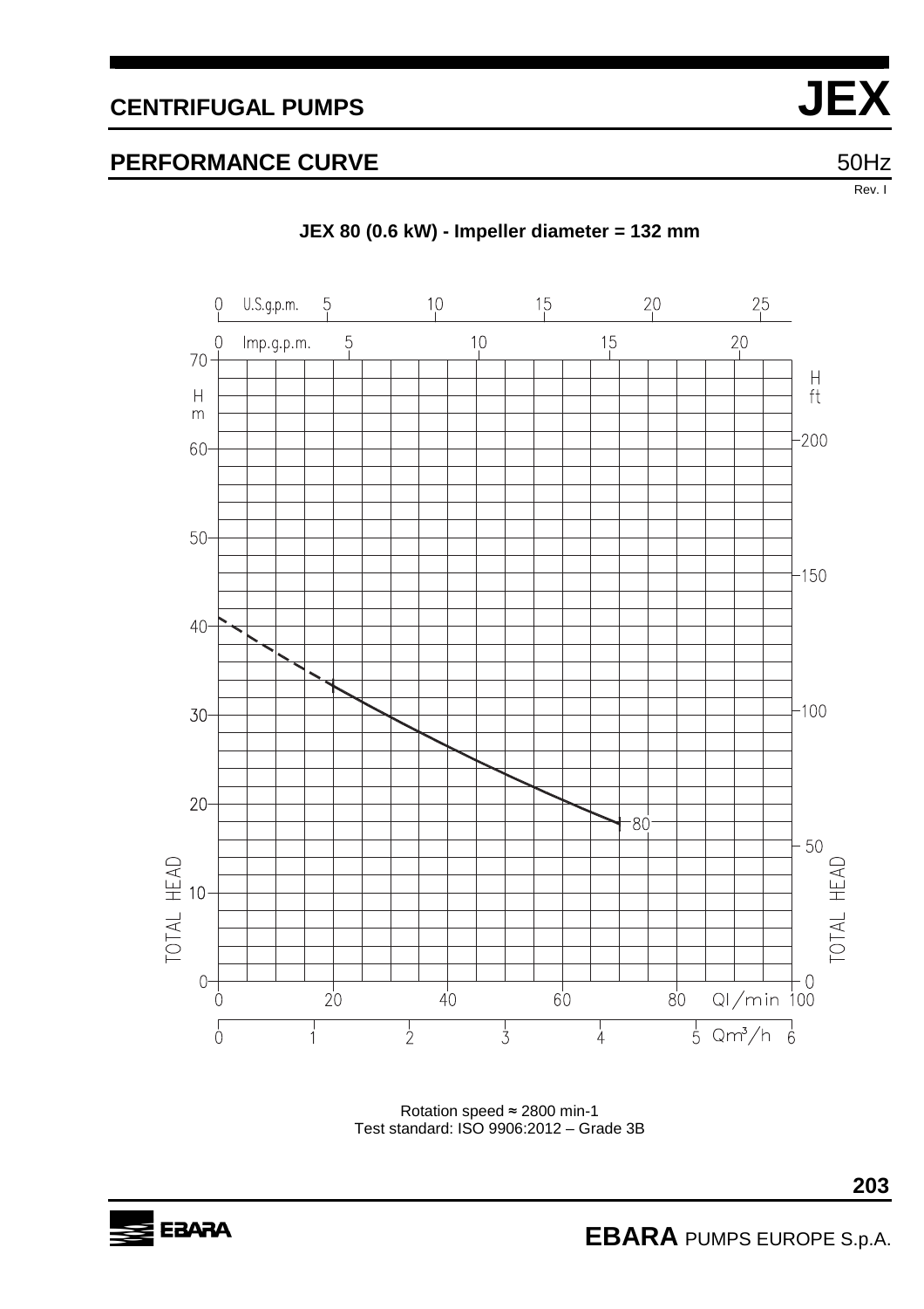# CENTRIFUGAL PUMPS JEX

## PERFORMANCE CURVE 50Hz

Rev. I

**JEX 80 (0.6 kW) - Impeller diameter = 132 mm**

U.S.g.p.m.: 0, 5, 10, 15, 20, 25

Imp.g.p.m.: 0, 5, 10, 15, 20

TOTAL HEAD H m: 0, 10, 20, 30, 40, 50, 60, 70

TOTAL HEAD H ft: 0, 50, 100, 150, 200

Ql/min: 0, 20, 40, 60, 80, 100

Qm³/h: 0, 1, 2, 3, 4, 5, 6

80

Rotation speed ≈ 2800 min-1
Test standard: ISO 9906:2012 – Grade 3B

**EBARA** PUMPS EUROPE S.p.A.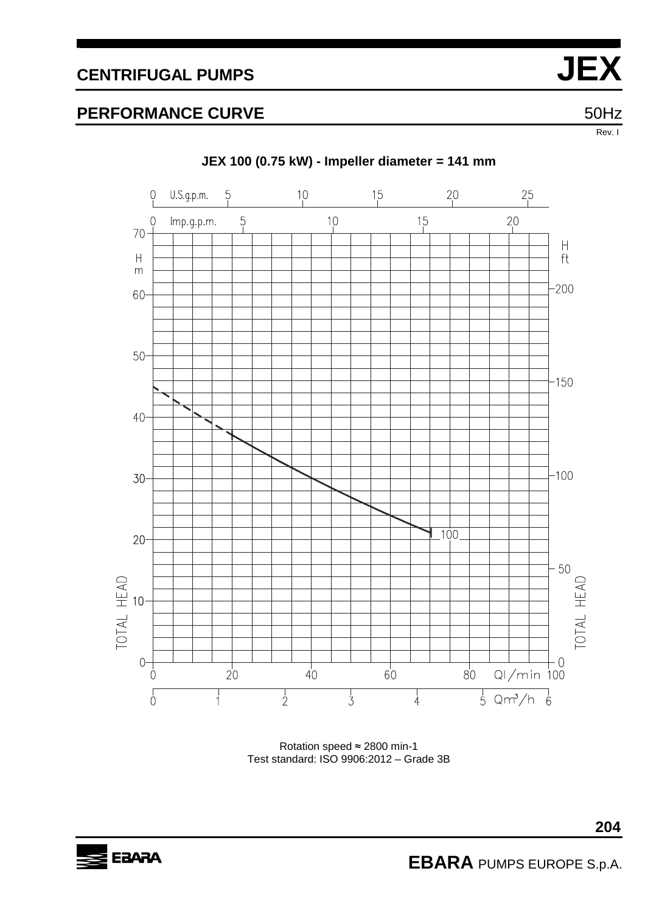# CENTRIFUGAL PUMPS **JEX**

## PERFORMANCE CURVE 50Hz

Rev. I

**JEX 100 (0.75 kW) - Impeller diameter = 141 mm**

Rotation speed ≈ 2800 min-1
Test standard: ISO 9906:2012 – Grade 3B

**EBARA** PUMPS EUROPE S.p.A.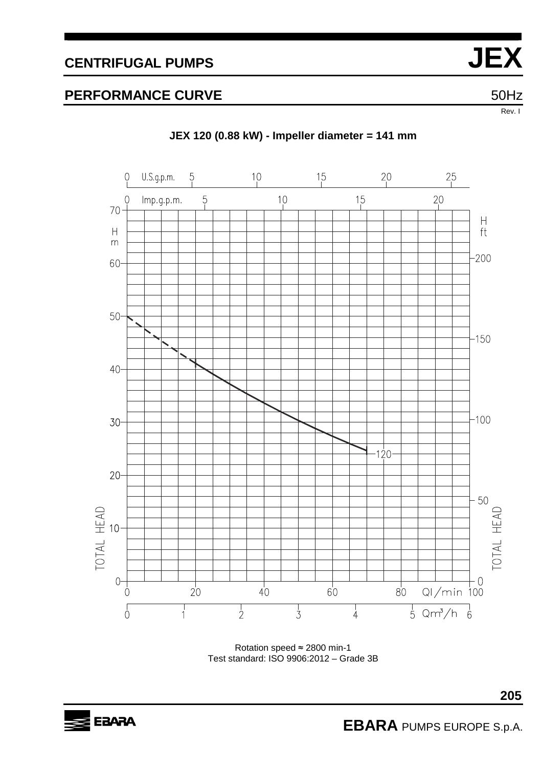# CENTRIFUGAL PUMPS — JEX

## PERFORMANCE CURVE — 50Hz

Rev. I

**JEX 120 (0.88 kW) - Impeller diameter = 141 mm**

Rotation speed ≈ 2800 min-1
Test standard: ISO 9906:2012 – Grade 3B

**EBARA** PUMPS EUROPE S.p.A.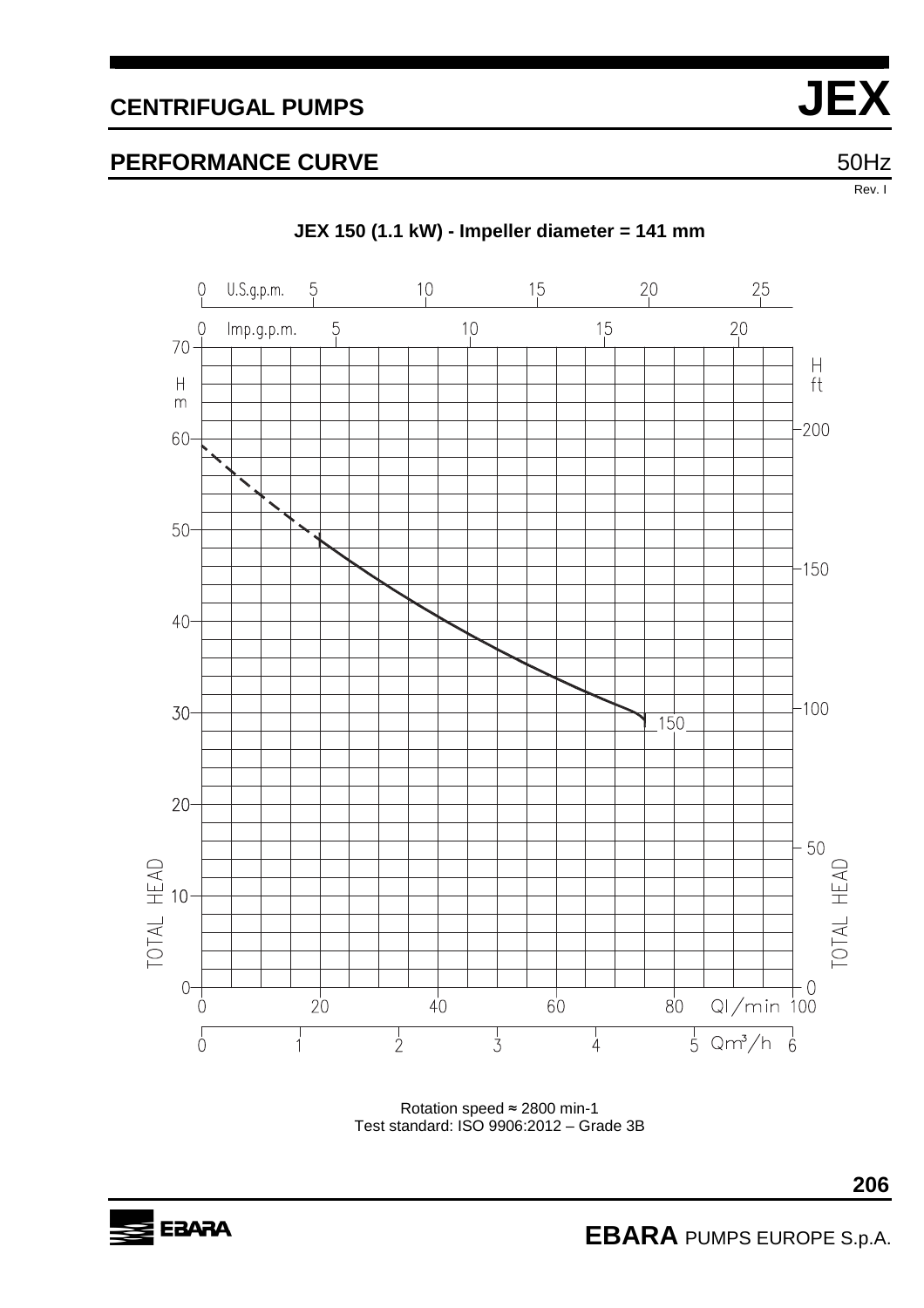# CENTRIFUGAL PUMPS — JEX

## PERFORMANCE CURVE — 50Hz

Rev. I

**JEX 150 (1.1 kW) - Impeller diameter = 141 mm**

Rotation speed ≈ 2800 min-1
Test standard: ISO 9906:2012 – Grade 3B

**EBARA** PUMPS EUROPE S.p.A.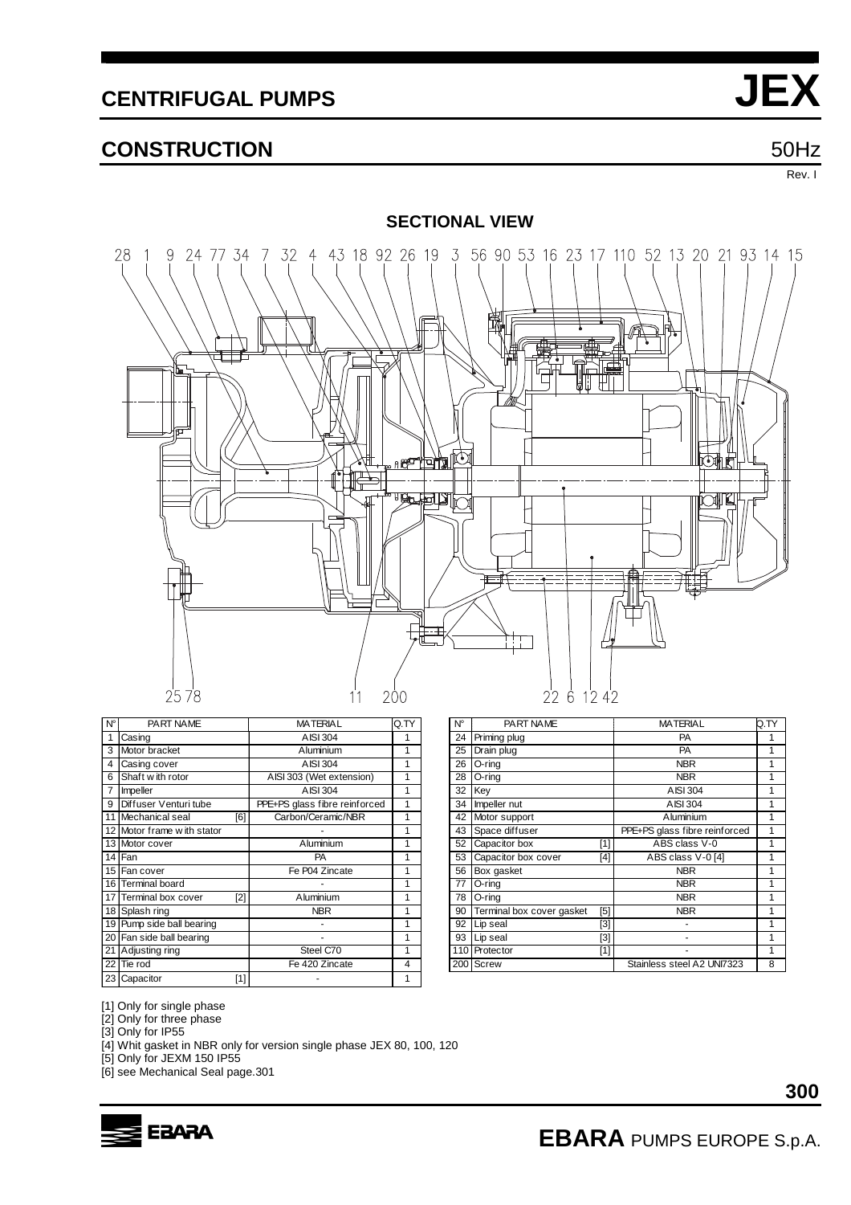# CENTRIFUGAL PUMPS JEX

## CONSTRUCTION

50Hz

Rev. I

### SECTIONAL VIEW

| N° | PART NAME | | MATERIAL | Q.TY |
|---|---|---|---|---|
| 1 | Casing | | AISI 304 | 1 |
| 3 | Motor bracket | | Aluminium | 1 |
| 4 | Casing cover | | AISI 304 | 1 |
| 6 | Shaft with rotor | | AISI 303 (Wet extension) | 1 |
| 7 | Impeller | | AISI 304 | 1 |
| 9 | Diffuser Venturi tube | | PPE+PS glass fibre reinforced | 1 |
| 11 | Mechanical seal | [6] | Carbon/Ceramic/NBR | 1 |
| 12 | Motor frame with stator | | - | 1 |
| 13 | Motor cover | | Aluminium | 1 |
| 14 | Fan | | PA | 1 |
| 15 | Fan cover | | Fe P04 Zincate | 1 |
| 16 | Terminal board | | - | 1 |
| 17 | Terminal box cover | [2] | Aluminium | 1 |
| 18 | Splash ring | | NBR | 1 |
| 19 | Pump side ball bearing | | - | 1 |
| 20 | Fan side ball bearing | | - | 1 |
| 21 | Adjusting ring | | Steel C70 | 1 |
| 22 | Tie rod | | Fe 420 Zincate | 4 |
| 23 | Capacitor | [1] | - | 1 |

| N° | PART NAME | | MATERIAL | Q.TY |
|---|---|---|---|---|
| 24 | Priming plug | | PA | 1 |
| 25 | Drain plug | | PA | 1 |
| 26 | O-ring | | NBR | 1 |
| 28 | O-ring | | NBR | 1 |
| 32 | Key | | AISI 304 | 1 |
| 34 | Impeller nut | | AISI 304 | 1 |
| 42 | Motor support | | Aluminium | 1 |
| 43 | Space diffuser | | PPE+PS glass fibre reinforced | 1 |
| 52 | Capacitor box | [1] | ABS class V-0 | 1 |
| 53 | Capacitor box cover | [4] | ABS class V-0 [4] | 1 |
| 56 | Box gasket | | NBR | 1 |
| 77 | O-ring | | NBR | 1 |
| 78 | O-ring | | NBR | 1 |
| 90 | Terminal box cover gasket | [5] | NBR | 1 |
| 92 | Lip seal | [3] | - | 1 |
| 93 | Lip seal | [3] | - | 1 |
| 110 | Protector | [1] | - | 1 |
| 200 | Screw | | Stainless steel A2 UNI7323 | 8 |

[1] Only for single phase
[2] Only for three phase
[3] Only for IP55
[4] Whit gasket in NBR only for version single phase JEX 80, 100, 120
[5] Only for JEXM 150 IP55
[6] see Mechanical Seal page.301

EBARA PUMPS EUROPE S.p.A.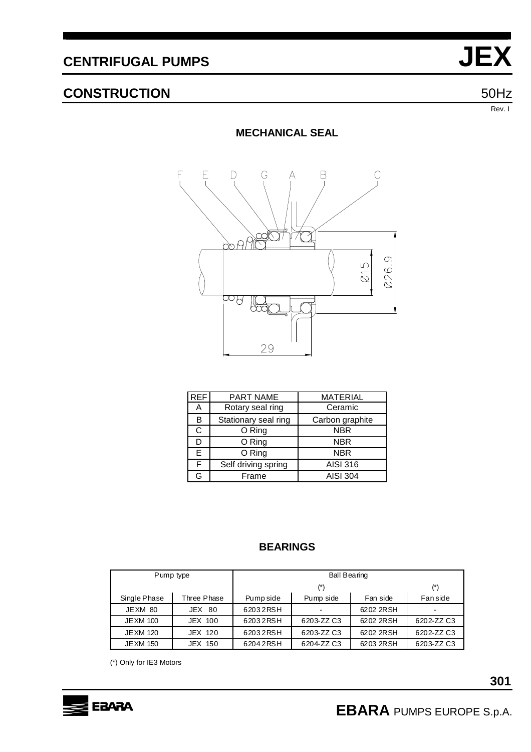# CENTRIFUGAL PUMPS JEX

## CONSTRUCTION 50Hz

Rev. I

### MECHANICAL SEAL

| REF | PART NAME | MATERIAL |
|---|---|---|
| A | Rotary seal ring | Ceramic |
| B | Stationary seal ring | Carbon graphite |
| C | O Ring | NBR |
| D | O Ring | NBR |
| E | O Ring | NBR |
| F | Self driving spring | AISI 316 |
| G | Frame | AISI 304 |

### BEARINGS

| Pump type | | Ball Bearing | | | |
|---|---|---|---|---|---|
| | | | (*) | | (*) |
| Single Phase | Three Phase | Pump side | Pump side | Fan side | Fan side |
| JEXM 80 | JEX 80 | 6203 2RSH | - | 6202 2RSH | - |
| JEXM 100 | JEX 100 | 6203 2RSH | 6203-ZZ C3 | 6202 2RSH | 6202-ZZ C3 |
| JEXM 120 | JEX 120 | 6203 2RSH | 6203-ZZ C3 | 6202 2RSH | 6202-ZZ C3 |
| JEXM 150 | JEX 150 | 6204 2RSH | 6204-ZZ C3 | 6203 2RSH | 6203-ZZ C3 |

(*) Only for IE3 Motors

**EBARA** PUMPS EUROPE S.p.A.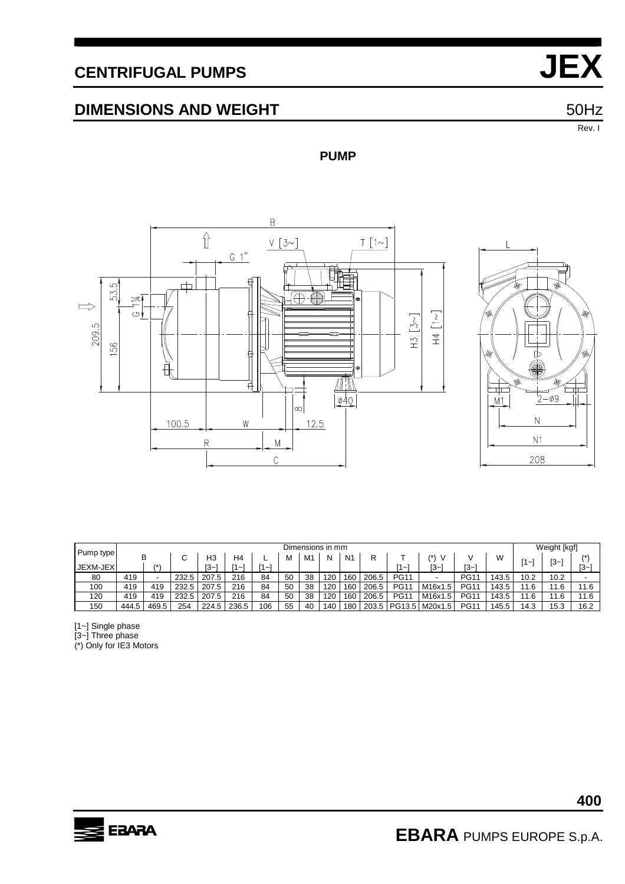# CENTRIFUGAL PUMPS JEX

## DIMENSIONS AND WEIGHT

50Hz

Rev. I

**PUMP**

| Pump type | Dimensions in mm | | | | | | | | | | | | | | | Weight [kgf] | | |
|---|---|---|---|---|---|---|---|---|---|---|---|---|---|---|---|---|---|---|
| JEXM-JEX | B | B (*) | C | H3 [3~] | H4 [1~] | L [1~] | M | M1 | N | N1 | R | T [1~] | (*) V [3~] | V [3~] | W | [1~] | [3~] | (*) [3~] |
| 80 | 419 | - | 232.5 | 207.5 | 216 | 84 | 50 | 38 | 120 | 160 | 206.5 | PG11 | - | PG11 | 143.5 | 10.2 | 10.2 | - |
| 100 | 419 | 419 | 232.5 | 207.5 | 216 | 84 | 50 | 38 | 120 | 160 | 206.5 | PG11 | M16x1.5 | PG11 | 143.5 | 11.6 | 11.6 | 11.6 |
| 120 | 419 | 419 | 232.5 | 207.5 | 216 | 84 | 50 | 38 | 120 | 160 | 206.5 | PG11 | M16x1.5 | PG11 | 143.5 | 11.6 | 11.6 | 11.6 |
| 150 | 444.5 | 469.5 | 254 | 224.5 | 236.5 | 106 | 55 | 40 | 140 | 180 | 203.5 | PG13.5 | M20x1.5 | PG11 | 145.5 | 14.3 | 15.3 | 16.2 |

[1~] Single phase
[3~] Three phase
(*) Only for IE3 Motors

EBARA PUMPS EUROPE S.p.A.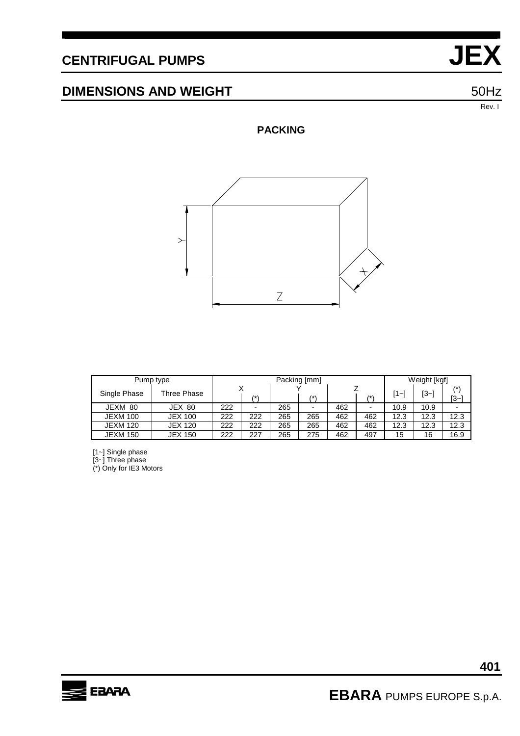# CENTRIFUGAL PUMPS JEX

## DIMENSIONS AND WEIGHT 50Hz

Rev. I

### PACKING

| Pump type | | Packing [mm] | | | | | | Weight [kgf] | | |
|---|---|---|---|---|---|---|---|---|---|---|
| Single Phase | Three Phase | X | X (*) | Y | Y (*) | Z | Z (*) | [1~] | [3~] | (*) [3~] |
| JEXM 80 | JEX 80 | 222 | - | 265 | - | 462 | - | 10.9 | 10.9 | - |
| JEXM 100 | JEX 100 | 222 | 222 | 265 | 265 | 462 | 462 | 12.3 | 12.3 | 12.3 |
| JEXM 120 | JEX 120 | 222 | 222 | 265 | 265 | 462 | 462 | 12.3 | 12.3 | 12.3 |
| JEXM 150 | JEX 150 | 222 | 227 | 265 | 275 | 462 | 497 | 15 | 16 | 16.9 |

[1~] Single phase
[3~] Three phase
(*) Only for IE3 Motors

EBARA PUMPS EUROPE S.p.A.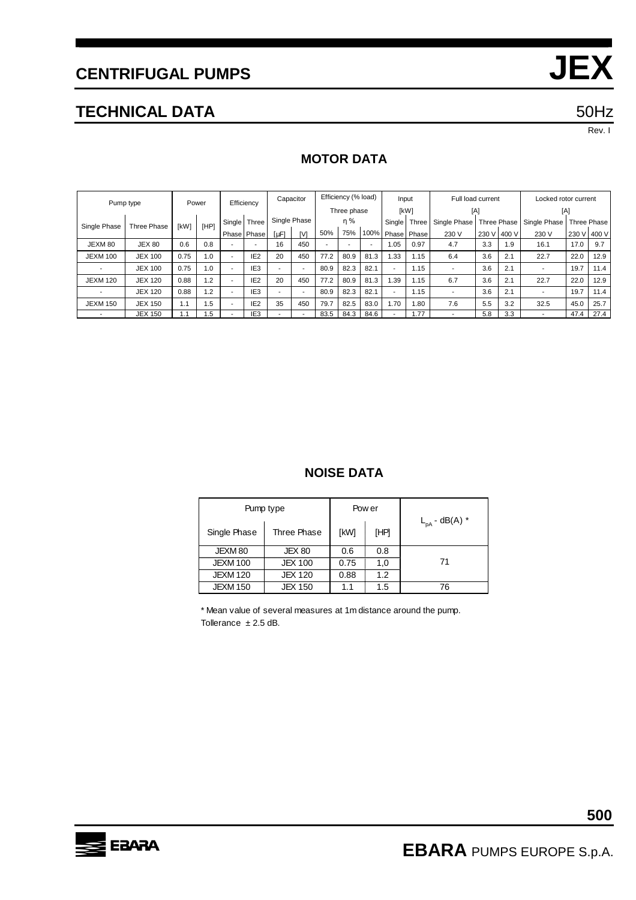# CENTRIFUGAL PUMPS JEX

## TECHNICAL DATA

50Hz

Rev. I

### MOTOR DATA

| Pump type | | Power | | Efficiency | | Capacitor | | Efficiency (% load) | | | Input | | Full load current | | | Locked rotor current | | |
|---|---|---|---|---|---|---|---|---|---|---|---|---|---|---|---|---|---|---|
| | | | | | | | | Three phase | | | [kW] | | [A] | | | [A] | | |
| | | | | | | Single Phase | | η % | | | | | | | | | | |
| Single Phase | Three Phase | [kW] | [HP] | Single Phase | Three Phase | [µF] | [V] | 50% | 75% | 100% | Single Phase | Three Phase | Single Phase 230 V | Three Phase 230 V | Three Phase 400 V | Single Phase 230 V | Three Phase 230 V | Three Phase 400 V |
| JEXM 80 | JEX 80 | 0.6 | 0.8 | - | - | 16 | 450 | - | - | - | 1.05 | 0.97 | 4.7 | 3.3 | 1.9 | 16.1 | 17.0 | 9.7 |
| JEXM 100 | JEX 100 | 0.75 | 1.0 | - | IE2 | 20 | 450 | 77.2 | 80.9 | 81.3 | 1.33 | 1.15 | 6.4 | 3.6 | 2.1 | 22.7 | 22.0 | 12.9 |
| - | JEX 100 | 0.75 | 1.0 | - | IE3 | - | - | 80.9 | 82.3 | 82.1 | - | 1.15 | - | 3.6 | 2.1 | - | 19.7 | 11.4 |
| JEXM 120 | JEX 120 | 0.88 | 1.2 | - | IE2 | 20 | 450 | 77.2 | 80.9 | 81.3 | 1.39 | 1.15 | 6.7 | 3.6 | 2.1 | 22.7 | 22.0 | 12.9 |
| - | JEX 120 | 0.88 | 1.2 | - | IE3 | - | - | 80.9 | 82.3 | 82.1 | - | 1.15 | - | 3.6 | 2.1 | - | 19.7 | 11.4 |
| JEXM 150 | JEX 150 | 1.1 | 1.5 | - | IE2 | 35 | 450 | 79.7 | 82.5 | 83.0 | 1.70 | 1.80 | 7.6 | 5.5 | 3.2 | 32.5 | 45.0 | 25.7 |
| - | JEX 150 | 1.1 | 1.5 | - | IE3 | - | - | 83.5 | 84.3 | 84.6 | - | 1.77 | - | 5.8 | 3.3 | - | 47.4 | 27.4 |

### NOISE DATA

| Pump type | | Power | | $L_{pA}$ - dB(A) * |
|---|---|---|---|---|
| Single Phase | Three Phase | [kW] | [HP] | |
| JEXM 80 | JEX 80 | 0.6 | 0.8 | 71 |
| JEXM 100 | JEX 100 | 0.75 | 1,0 | 71 |
| JEXM 120 | JEX 120 | 0.88 | 1.2 | 71 |
| JEXM 150 | JEX 150 | 1.1 | 1.5 | 76 |

\* Mean value of several measures at 1m distance around the pump.
Tollerance ± 2.5 dB.

**EBARA** PUMPS EUROPE S.p.A.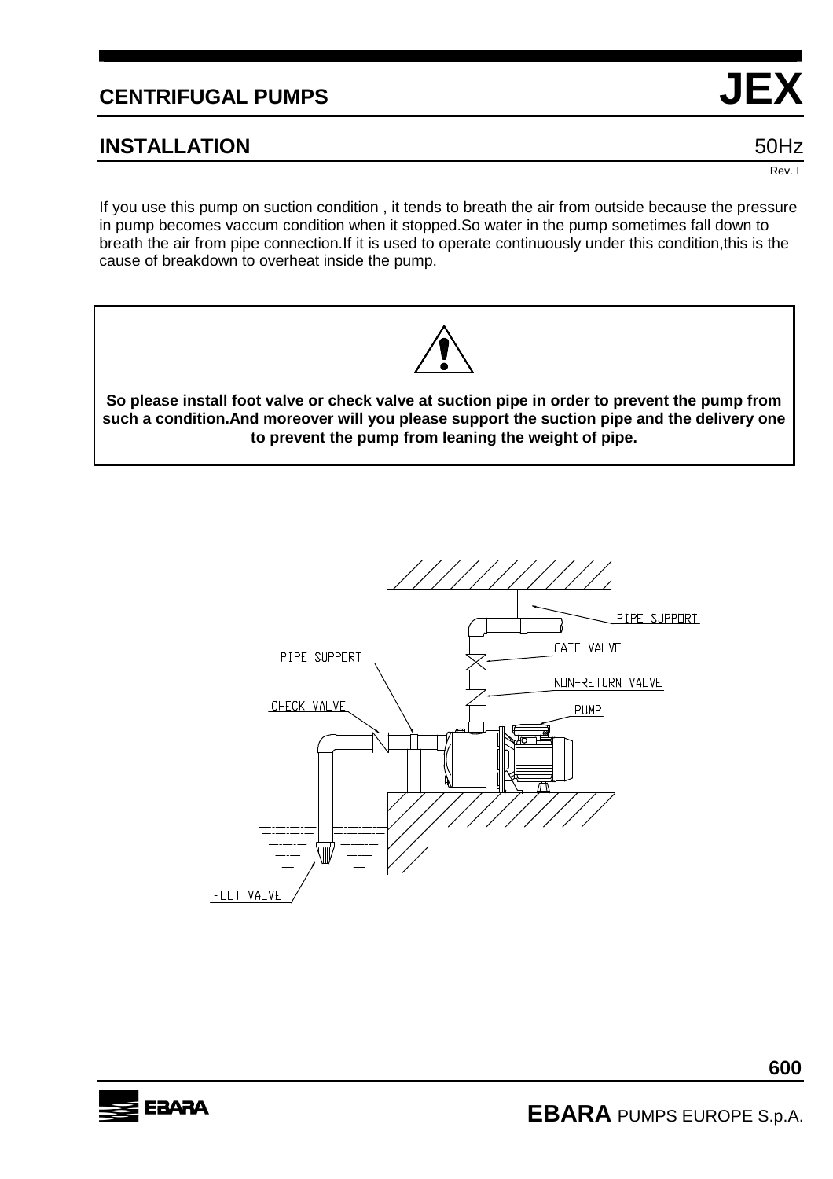## CENTRIFUGAL PUMPS — JEX

### INSTALLATION — 50Hz

Rev. I

If you use this pump on suction condition , it tends to breath the air from outside because the pressure in pump becomes vaccum condition when it stopped.So water in the pump sometimes fall down to breath the air from pipe connection.If it is used to operate continuously under this condition,this is the cause of breakdown to overheat inside the pump.

**So please install foot valve or check valve at suction pipe in order to prevent the pump from such a condition.And moreover will you please support the suction pipe and the delivery one to prevent the pump from leaning the weight of pipe.**

PIPE SUPPORT
GATE VALVE
PIPE SUPPORT
NON-RETURN VALVE
CHECK VALVE
PUMP
FOOT VALVE